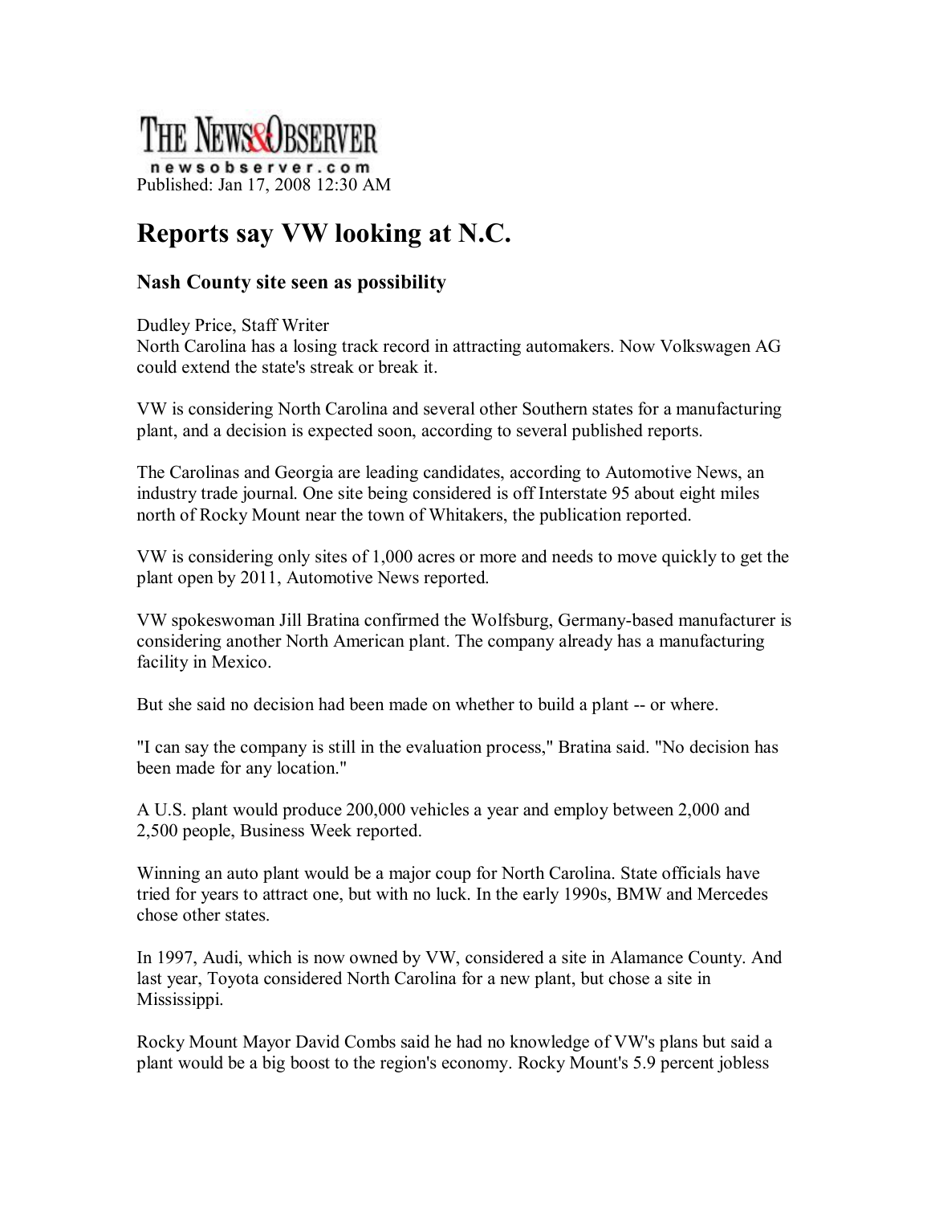THE NEWS&OBSERVER

newsobserver.com

Published: Jan 17, 2008 12:30 AM

# Reports say VW looking at N.C.

### Nash County site seen as possibility

Dudley Price, Staff Writer

North Carolina has a losing track record in attracting automakers. Now Volkswagen AG could extend the state's streak or break it.

VW is considering North Carolina and several other Southern states for a manufacturing plant, and a decision is expected soon, according to several published reports.

The Carolinas and Georgia are leading candidates, according to Automotive News, an industry trade journal. One site being considered is off Interstate 95 about eight miles north of Rocky Mount near the town of Whitakers, the publication reported.

VW is considering only sites of 1,000 acres or more and needs to move quickly to get the plant open by 2011, Automotive News reported.

VW spokeswoman Jill Bratina confirmed the Wolfsburg, Germany-based manufacturer is considering another North American plant. The company already has a manufacturing facility in Mexico.

But she said no decision had been made on whether to build a plant -- or where.

"I can say the company is still in the evaluation process," Bratina said. "No decision has been made for any location."

A U.S. plant would produce 200,000 vehicles a year and employ between 2,000 and 2,500 people, Business Week reported.

Winning an auto plant would be a major coup for North Carolina. State officials have tried for years to attract one, but with no luck. In the early 1990s, BMW and Mercedes chose other states.

In 1997, Audi, which is now owned by VW, considered a site in Alamance County. And last year, Toyota considered North Carolina for a new plant, but chose a site in Mississippi.

Rocky Mount Mayor David Combs said he had no knowledge of VW's plans but said a plant would be a big boost to the region's economy. Rocky Mount's 5.9 percent jobless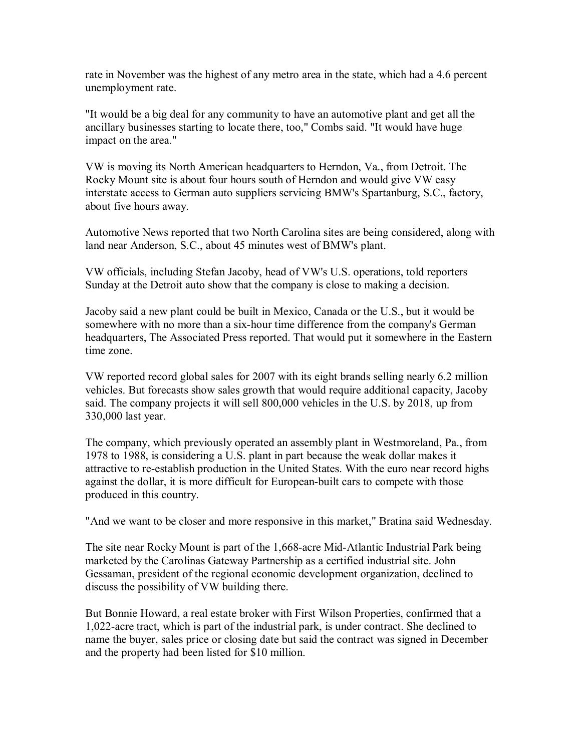rate in November was the highest of any metro area in the state, which had a 4.6 percent unemployment rate.

"It would be a big deal for any community to have an automotive plant and get all the ancillary businesses starting to locate there, too," Combs said. "It would have huge impact on the area."

VW is moving its North American headquarters to Herndon, Va., from Detroit. The Rocky Mount site is about four hours south of Herndon and would give VW easy interstate access to German auto suppliers servicing BMW's Spartanburg, S.C., factory, about five hours away.

Automotive News reported that two North Carolina sites are being considered, along with land near Anderson, S.C., about 45 minutes west of BMW's plant.

VW officials, including Stefan Jacoby, head of VW's U.S. operations, told reporters Sunday at the Detroit auto show that the company is close to making a decision.

Jacoby said a new plant could be built in Mexico, Canada or the U.S., but it would be somewhere with no more than a six-hour time difference from the company's German headquarters, The Associated Press reported. That would put it somewhere in the Eastern time zone.

VW reported record global sales for 2007 with its eight brands selling nearly 6.2 million vehicles. But forecasts show sales growth that would require additional capacity, Jacoby said. The company projects it will sell 800,000 vehicles in the U.S. by 2018, up from 330,000 last year.

The company, which previously operated an assembly plant in Westmoreland, Pa., from 1978 to 1988, is considering a U.S. plant in part because the weak dollar makes it attractive to re-establish production in the United States. With the euro near record highs against the dollar, it is more difficult for European-built cars to compete with those produced in this country.

"And we want to be closer and more responsive in this market," Bratina said Wednesday.

The site near Rocky Mount is part of the 1,668-acre Mid-Atlantic Industrial Park being marketed by the Carolinas Gateway Partnership as a certified industrial site. John Gessaman, president of the regional economic development organization, declined to discuss the possibility of VW building there.

But Bonnie Howard, a real estate broker with First Wilson Properties, confirmed that a 1,022-acre tract, which is part of the industrial park, is under contract. She declined to name the buyer, sales price or closing date but said the contract was signed in December and the property had been listed for $10 million.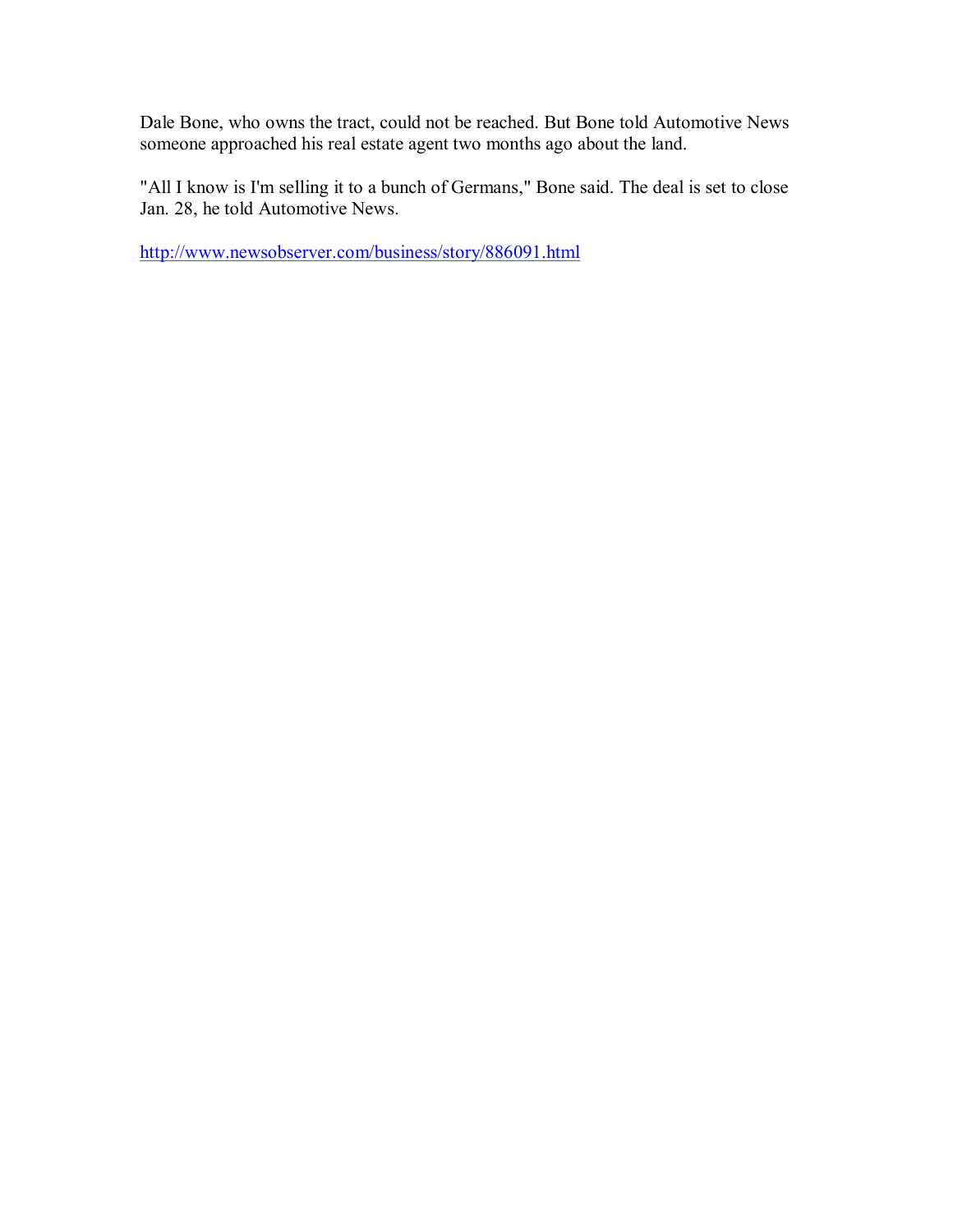Dale Bone, who owns the tract, could not be reached. But Bone told Automotive News someone approached his real estate agent two months ago about the land.

"All I know is I'm selling it to a bunch of Germans," Bone said. The deal is set to close Jan. 28, he told Automotive News.

http://www.newsobserver.com/business/story/886091.html